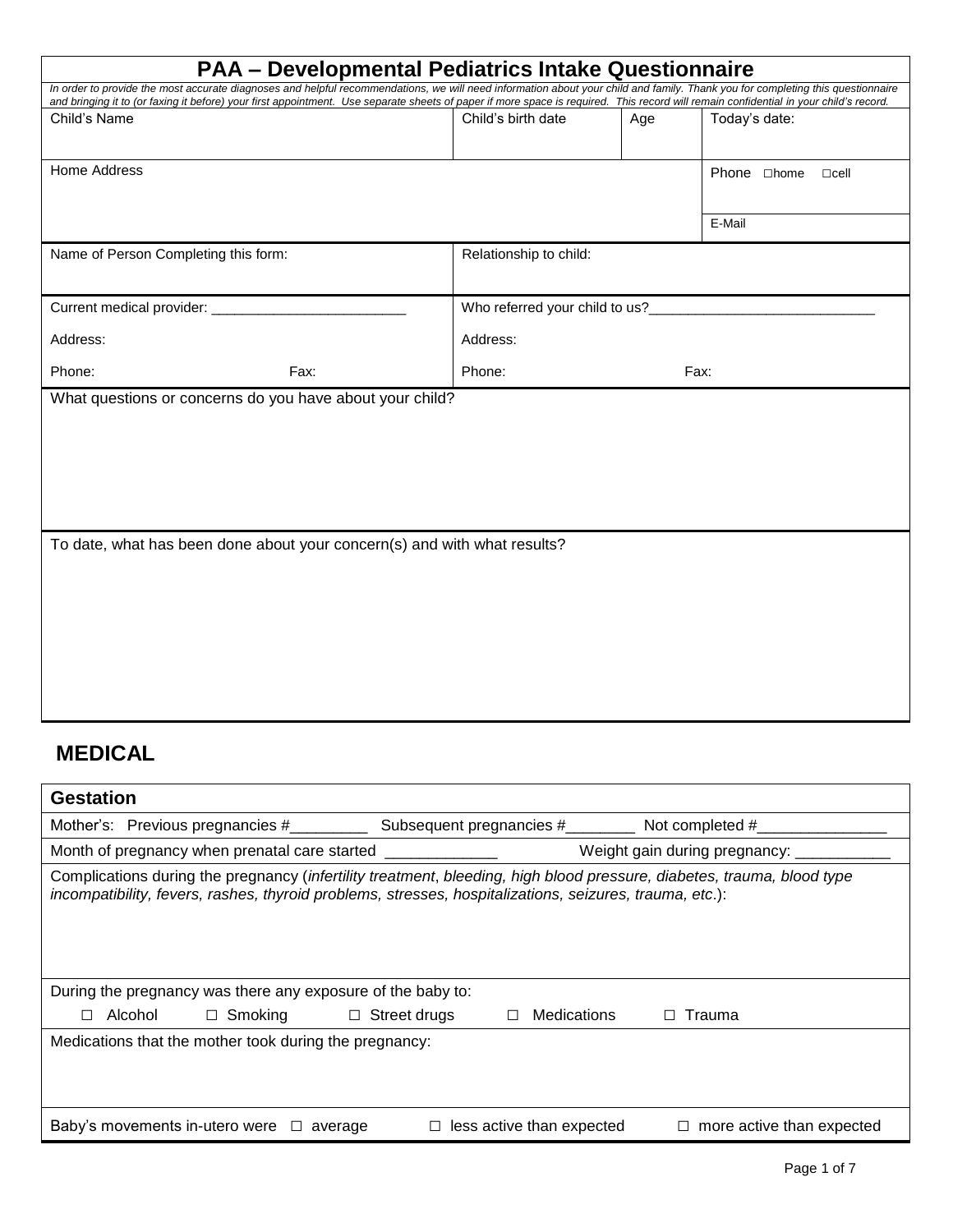# PAA – Developmental Pediatrics Intake Questionnaire

*In order to provide the most accurate diagnoses and helpful recommendations, we will need information about your child and family. Thank you for completing this questionnaire and bringing it to (or faxing it before) your first appointment. Use separate sheets of paper if more space is required. This record will remain confidential in your child's record.*

| Child's Name | Child's birth date | Age | Today's date: |
|---|---|---|---|
| | | | |

| Home Address | Phone ☐home ☐cell |
|---|---|
| | E-Mail |

| Name of Person Completing this form: | Relationship to child: |
|---|---|
| | |

| Current medical provider: _________________________ | Who referred your child to us?_____________________________ |
|---|---|
| Address: | Address: |
| Phone: Fax: | Phone: Fax: |

What questions or concerns do you have about your child?

To date, what has been done about your concern(s) and with what results?

## MEDICAL

### Gestation

Mother's: Previous pregnancies #_________ Subsequent pregnancies #________ Not completed #_______________

Month of pregnancy when prenatal care started _____________ Weight gain during pregnancy: ___________

Complications during the pregnancy (*infertility treatment*, *bleeding, high blood pressure, diabetes, trauma, blood type incompatibility, fevers, rashes, thyroid problems, stresses, hospitalizations, seizures, trauma, etc*.):

During the pregnancy was there any exposure of the baby to:

☐ Alcohol ☐ Smoking ☐ Street drugs ☐ Medications ☐ Trauma

Medications that the mother took during the pregnancy:

Baby's movements in-utero were ☐ average ☐ less active than expected ☐ more active than expected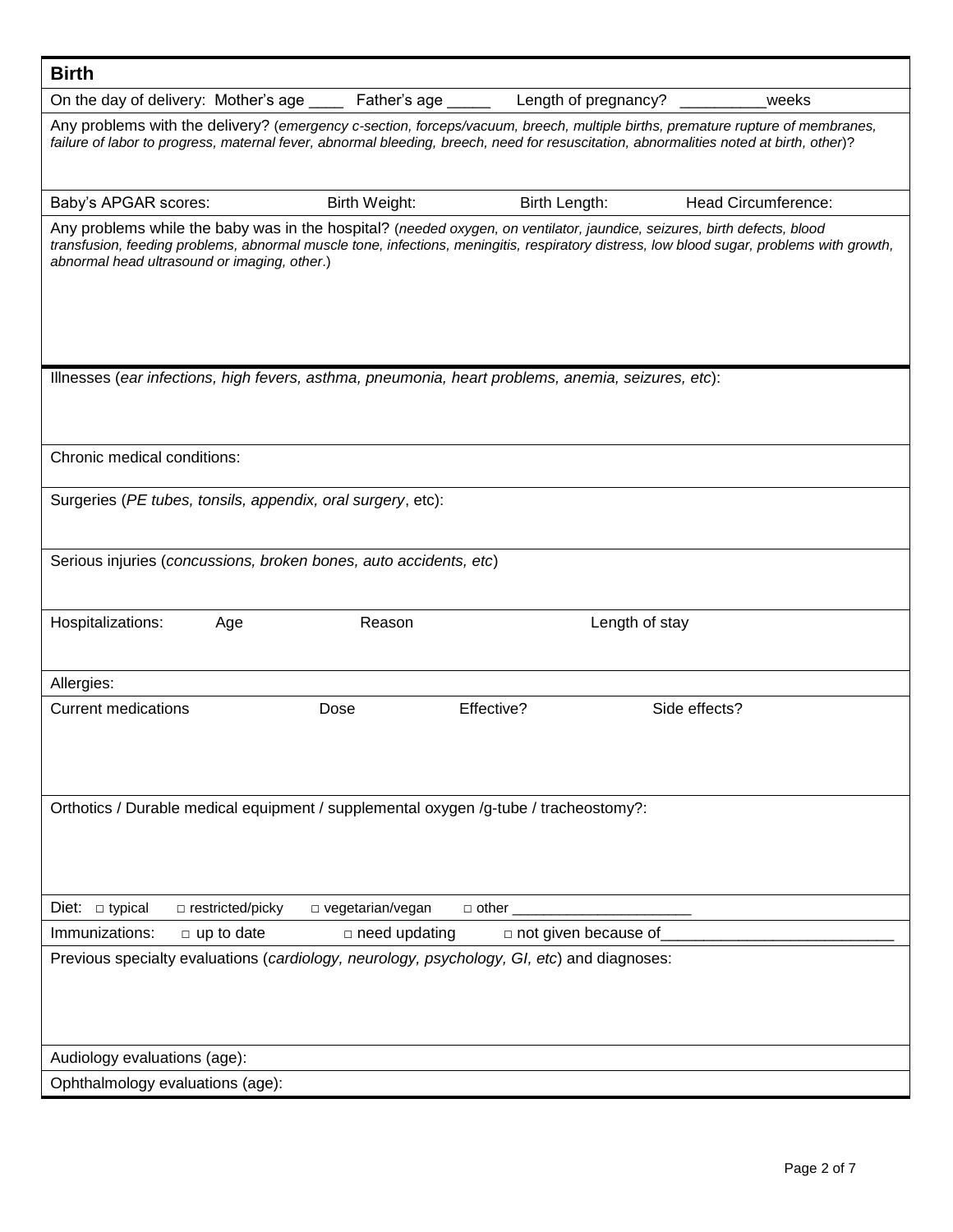## Birth

On the day of delivery: Mother's age ____ Father's age _____ Length of pregnancy? __________weeks

Any problems with the delivery? (*emergency c-section, forceps/vacuum, breech, multiple births, premature rupture of membranes, failure of labor to progress, maternal fever, abnormal bleeding, breech, need for resuscitation, abnormalities noted at birth, other*)?

Baby's APGAR scores: Birth Weight: Birth Length: Head Circumference:

Any problems while the baby was in the hospital? (*needed oxygen, on ventilator, jaundice, seizures, birth defects, blood transfusion, feeding problems, abnormal muscle tone, infections, meningitis, respiratory distress, low blood sugar, problems with growth, abnormal head ultrasound or imaging, other*.)

Illnesses (*ear infections, high fevers, asthma, pneumonia, heart problems, anemia, seizures, etc*):

Chronic medical conditions:

Surgeries (*PE tubes, tonsils, appendix, oral surgery*, etc):

Serious injuries (*concussions, broken bones, auto accidents, etc*)

Hospitalizations: Age Reason Length of stay

Allergies:

Current medications Dose Effective? Side effects?

Orthotics / Durable medical equipment / supplemental oxygen /g-tube / tracheostomy?:

Diet: □ typical □ restricted/picky □ vegetarian/vegan □ other ______________________

Immunizations: □ up to date □ need updating □ not given because of___________________________

Previous specialty evaluations (*cardiology, neurology, psychology, GI, etc*) and diagnoses:

Audiology evaluations (age):

Ophthalmology evaluations (age):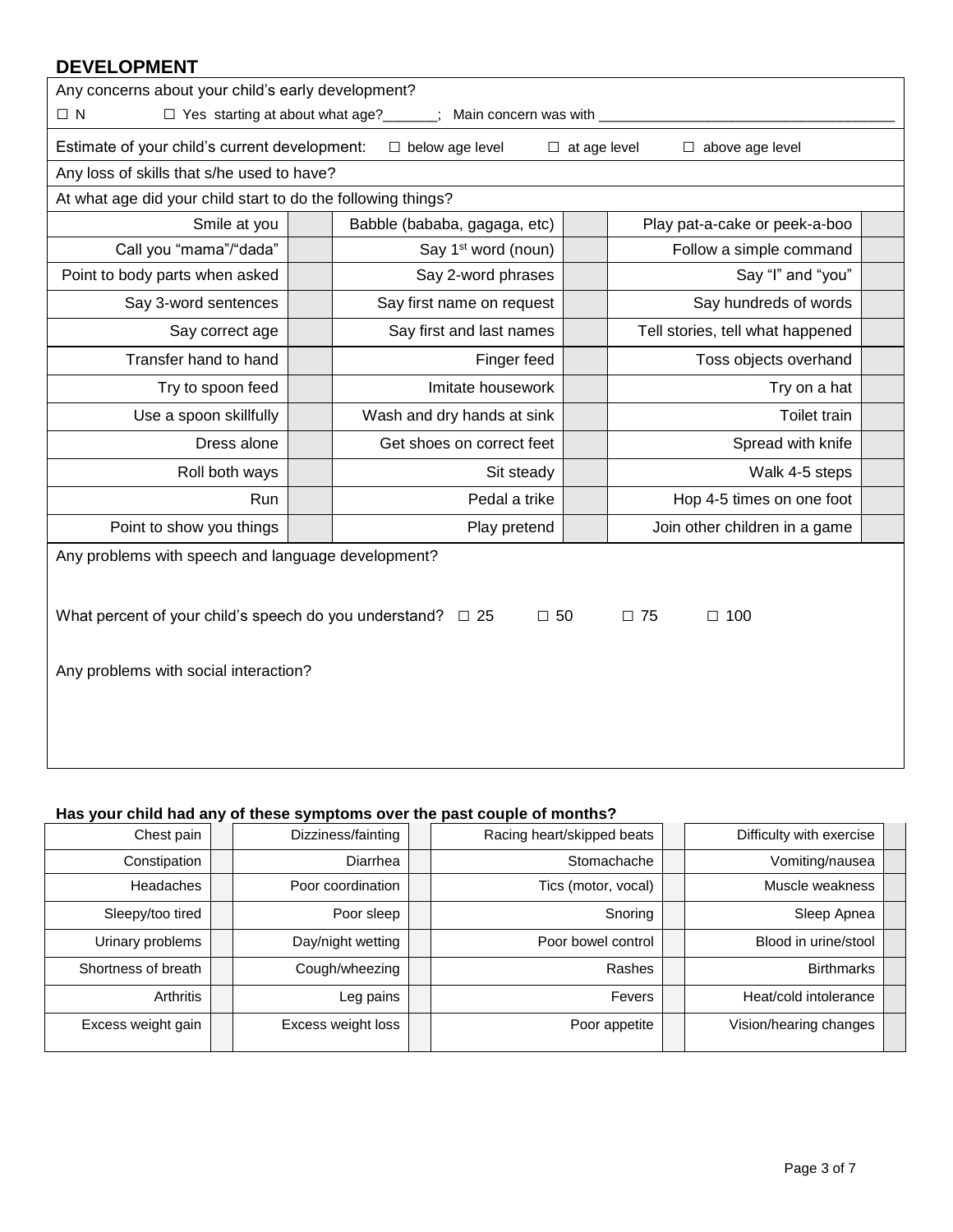## DEVELOPMENT

Any concerns about your child's early development?

☐ N ☐ Yes starting at about what age?_______; Main concern was with ______________________________________

Estimate of your child's current development: ☐ below age level ☐ at age level ☐ above age level

Any loss of skills that s/he used to have?

At what age did your child start to do the following things?

| Skill | Age | Skill | Age | Skill | Age |
|---|---|---|---|---|---|
| Smile at you | | Babble (bababa, gagaga, etc) | | Play pat-a-cake or peek-a-boo | |
| Call you "mama"/"dada" | | Say 1st word (noun) | | Follow a simple command | |
| Point to body parts when asked | | Say 2-word phrases | | Say "I" and "you" | |
| Say 3-word sentences | | Say first name on request | | Say hundreds of words | |
| Say correct age | | Say first and last names | | Tell stories, tell what happened | |
| Transfer hand to hand | | Finger feed | | Toss objects overhand | |
| Try to spoon feed | | Imitate housework | | Try on a hat | |
| Use a spoon skillfully | | Wash and dry hands at sink | | Toilet train | |
| Dress alone | | Get shoes on correct feet | | Spread with knife | |
| Roll both ways | | Sit steady | | Walk 4-5 steps | |
| Run | | Pedal a trike | | Hop 4-5 times on one foot | |
| Point to show you things | | Play pretend | | Join other children in a game | |

Any problems with speech and language development?

What percent of your child's speech do you understand? ☐ 25 ☐ 50 ☐ 75 ☐ 100

Any problems with social interaction?

**Has your child had any of these symptoms over the past couple of months?**

| Symptom | | Symptom | | Symptom | | Symptom | |
|---|---|---|---|---|---|---|---|
| Chest pain | | Dizziness/fainting | | Racing heart/skipped beats | | Difficulty with exercise | |
| Constipation | | Diarrhea | | Stomachache | | Vomiting/nausea | |
| Headaches | | Poor coordination | | Tics (motor, vocal) | | Muscle weakness | |
| Sleepy/too tired | | Poor sleep | | Snoring | | Sleep Apnea | |
| Urinary problems | | Day/night wetting | | Poor bowel control | | Blood in urine/stool | |
| Shortness of breath | | Cough/wheezing | | Rashes | | Birthmarks | |
| Arthritis | | Leg pains | | Fevers | | Heat/cold intolerance | |
| Excess weight gain | | Excess weight loss | | Poor appetite | | Vision/hearing changes | |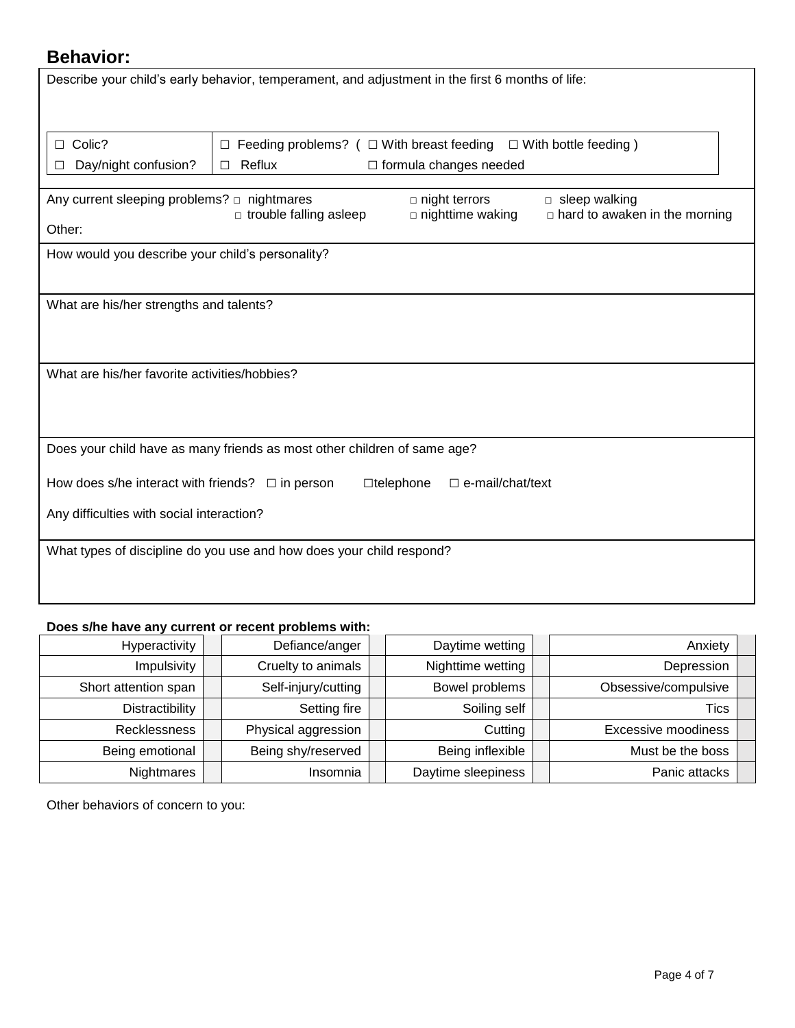## Behavior:

Describe your child's early behavior, temperament, and adjustment in the first 6 months of life:

| | |
|---|---|
| ☐ Colic? | ☐ Feeding problems? ( ☐ With breast feeding ☐ With bottle feeding ) |
| ☐ Day/night confusion? | ☐ Reflux ☐ formula changes needed |

Any current sleeping problems? □ nightmares □ night terrors □ sleep walking □ trouble falling asleep □ nighttime waking □ hard to awaken in the morning

Other:

How would you describe your child's personality?

What are his/her strengths and talents?

What are his/her favorite activities/hobbies?

Does your child have as many friends as most other children of same age?

How does s/he interact with friends? ☐ in person ☐telephone ☐ e-mail/chat/text

Any difficulties with social interaction?

What types of discipline do you use and how does your child respond?

**Does s/he have any current or recent problems with:**

| | | | | | | | |
|---|---|---|---|---|---|---|---|
| Hyperactivity | | Defiance/anger | | Daytime wetting | | Anxiety | |
| Impulsivity | | Cruelty to animals | | Nighttime wetting | | Depression | |
| Short attention span | | Self-injury/cutting | | Bowel problems | | Obsessive/compulsive | |
| Distractibility | | Setting fire | | Soiling self | | Tics | |
| Recklessness | | Physical aggression | | Cutting | | Excessive moodiness | |
| Being emotional | | Being shy/reserved | | Being inflexible | | Must be the boss | |
| Nightmares | | Insomnia | | Daytime sleepiness | | Panic attacks | |

Other behaviors of concern to you: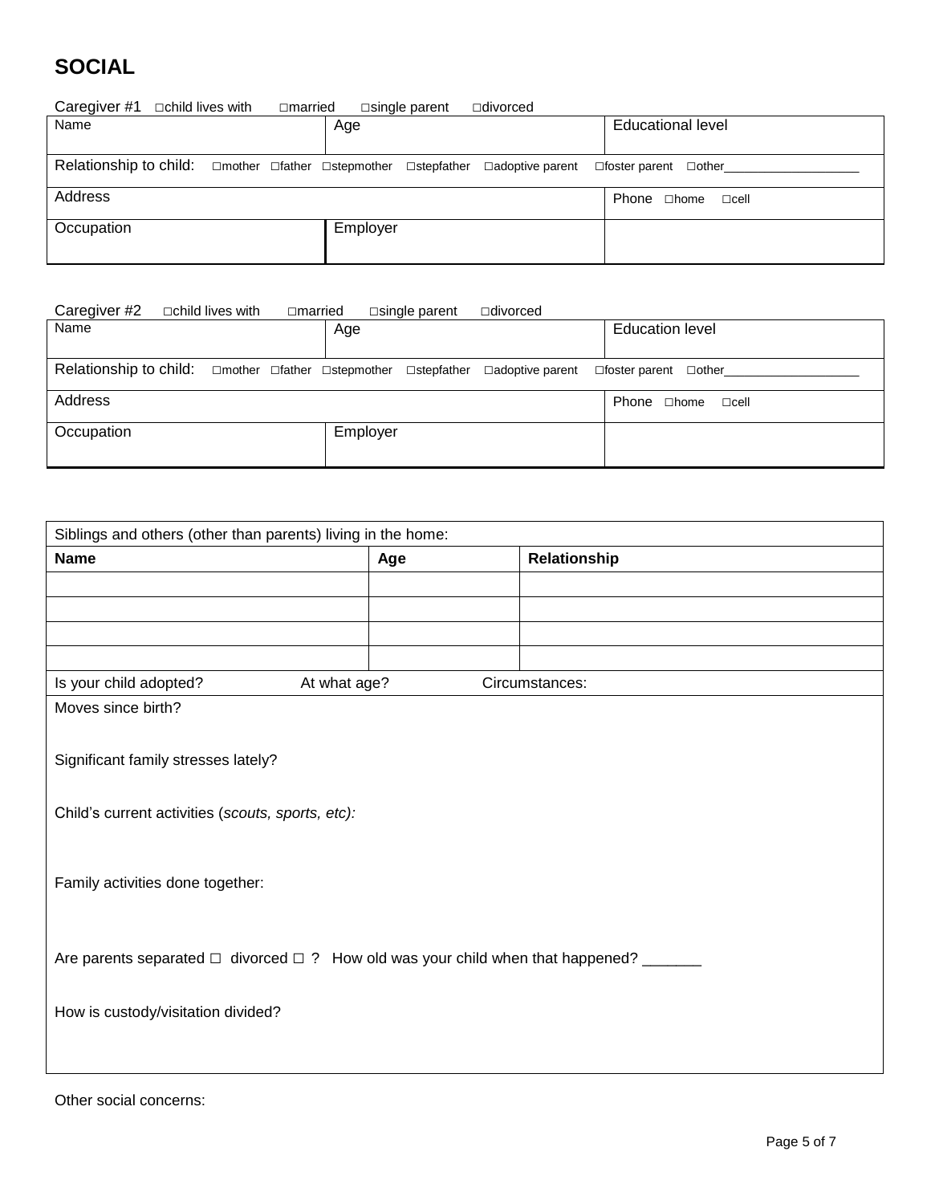# SOCIAL

Caregiver #1 □child lives with □married □single parent □divorced

| Name | Age | Educational level |
|---|---|---|
| Relationship to child: □mother □father □stepmother □stepfather □adoptive parent □foster parent □other___________________ | | |
| Address | | Phone □home □cell |
| Occupation | Employer | |

Caregiver #2 □child lives with □married □single parent □divorced

| Name | Age | Education level |
|---|---|---|
| Relationship to child: □mother □father □stepmother □stepfather □adoptive parent □foster parent □other___________________ | | |
| Address | | Phone □home □cell |
| Occupation | Employer | |

Siblings and others (other than parents) living in the home:

| Name | Age | Relationship |
|---|---|---|
| | | |
| | | |
| | | |
| | | |

Is your child adopted? At what age? Circumstances:

Moves since birth?

Significant family stresses lately?

Child's current activities (*scouts, sports, etc):*

Family activities done together:

Are parents separated ☐ divorced ☐ ? How old was your child when that happened? _______

How is custody/visitation divided?

Other social concerns: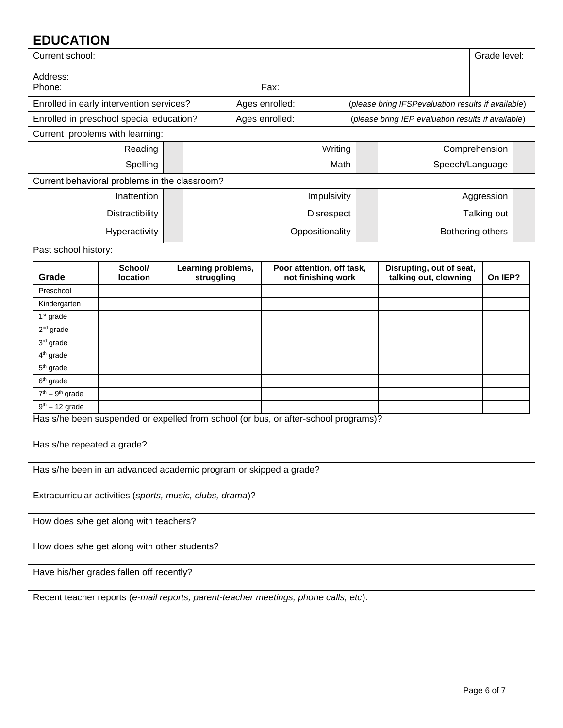## EDUCATION

| Current school: | Grade level: |
|---|---|
| Address: | |
| Phone: Fax: | |

Enrolled in early intervention services? Ages enrolled: (*please bring IFSPevaluation results if available*)

Enrolled in preschool special education? Ages enrolled: (*please bring IEP evaluation results if available*)

Current problems with learning:

| | | | | | |
|---|---|---|---|---|---|
| Reading | | Writing | | Comprehension | |
| Spelling | | Math | | Speech/Language | |

Current behavioral problems in the classroom?

| | | | | | |
|---|---|---|---|---|---|
| Inattention | | Impulsivity | | Aggression | |
| Distractibility | | Disrespect | | Talking out | |
| Hyperactivity | | Oppositionality | | Bothering others | |

Past school history:

| Grade | School/ location | Learning problems, struggling | Poor attention, off task, not finishing work | Disrupting, out of seat, talking out, clowning | On IEP? |
|---|---|---|---|---|---|
| Preschool | | | | | |
| Kindergarten | | | | | |
| 1st grade<br>2nd grade | | | | | |
| 3rd grade<br>4th grade | | | | | |
| 5th grade | | | | | |
| 6th grade | | | | | |
| 7th – 9th grade | | | | | |
| 9th – 12 grade | | | | | |

Has s/he been suspended or expelled from school (or bus, or after-school programs)?

Has s/he repeated a grade?

Has s/he been in an advanced academic program or skipped a grade?

Extracurricular activities (*sports, music, clubs, drama*)?

How does s/he get along with teachers?

How does s/he get along with other students?

Have his/her grades fallen off recently?

Recent teacher reports (*e-mail reports, parent-teacher meetings, phone calls, etc*):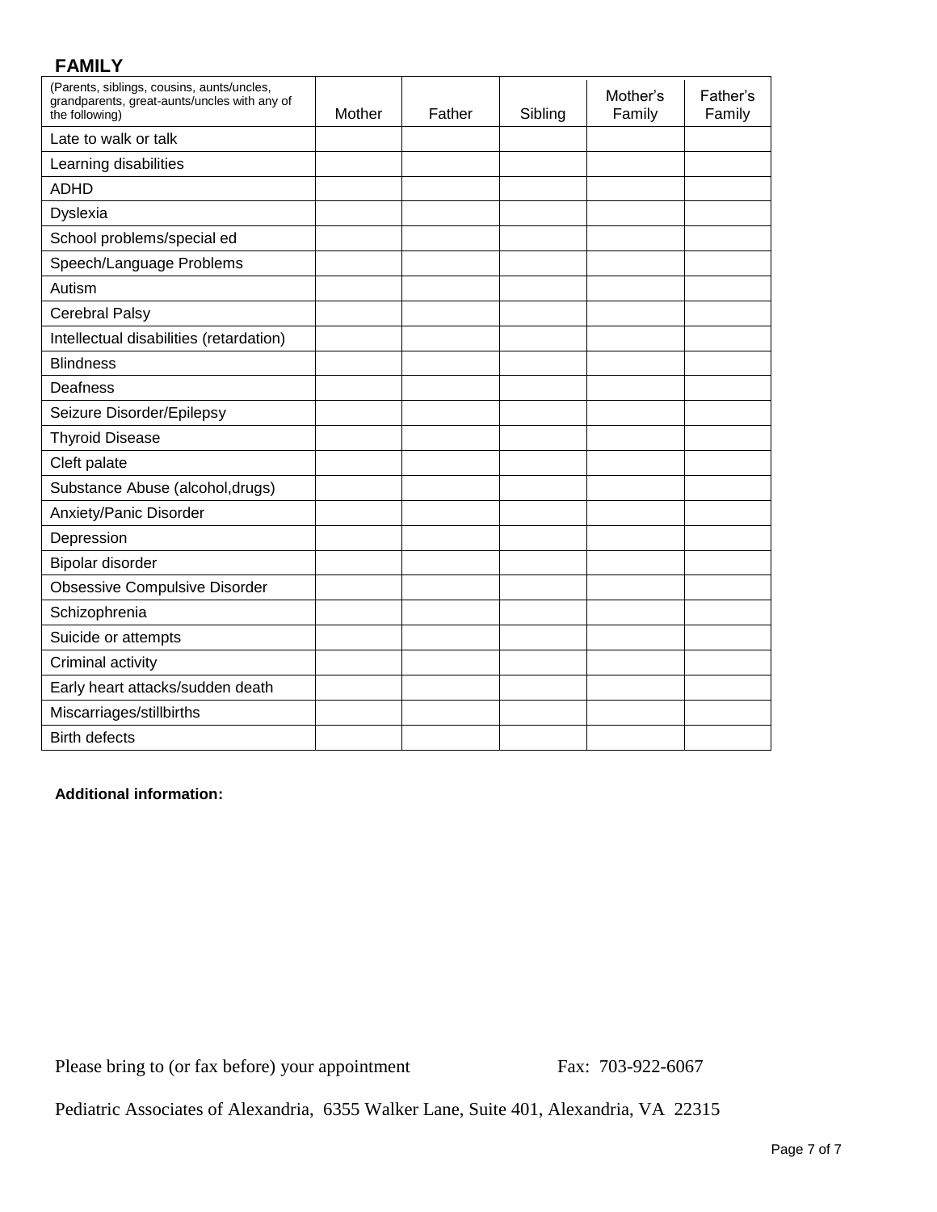## FAMILY

| (Parents, siblings, cousins, aunts/uncles, grandparents, great-aunts/uncles with any of the following) | Mother | Father | Sibling | Mother's Family | Father's Family |
|---|---|---|---|---|---|
| Late to walk or talk | | | | | |
| Learning disabilities | | | | | |
| ADHD | | | | | |
| Dyslexia | | | | | |
| School problems/special ed | | | | | |
| Speech/Language Problems | | | | | |
| Autism | | | | | |
| Cerebral Palsy | | | | | |
| Intellectual disabilities (retardation) | | | | | |
| Blindness | | | | | |
| Deafness | | | | | |
| Seizure Disorder/Epilepsy | | | | | |
| Thyroid Disease | | | | | |
| Cleft palate | | | | | |
| Substance Abuse (alcohol,drugs) | | | | | |
| Anxiety/Panic Disorder | | | | | |
| Depression | | | | | |
| Bipolar disorder | | | | | |
| Obsessive Compulsive Disorder | | | | | |
| Schizophrenia | | | | | |
| Suicide or attempts | | | | | |
| Criminal activity | | | | | |
| Early heart attacks/sudden death | | | | | |
| Miscarriages/stillbirths | | | | | |
| Birth defects | | | | | |

**Additional information:**

Please bring to (or fax before) your appointment Fax: 703-922-6067

Pediatric Associates of Alexandria, 6355 Walker Lane, Suite 401, Alexandria, VA 22315